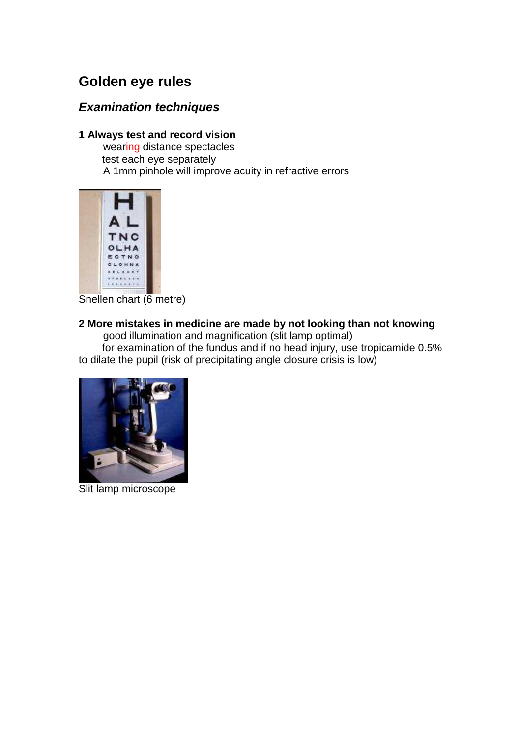# Golden eye rules

## *Examination techniques*

**1 Always test and record vision**

wearing distance spectacles

test each eye separately

A 1mm pinhole will improve acuity in refractive errors

Snellen chart (6 metre)

**2 More mistakes in medicine are made by not looking than not knowing**

good illumination and magnification (slit lamp optimal)

for examination of the fundus and if no head injury, use tropicamide 0.5% to dilate the pupil (risk of precipitating angle closure crisis is low)

Slit lamp microscope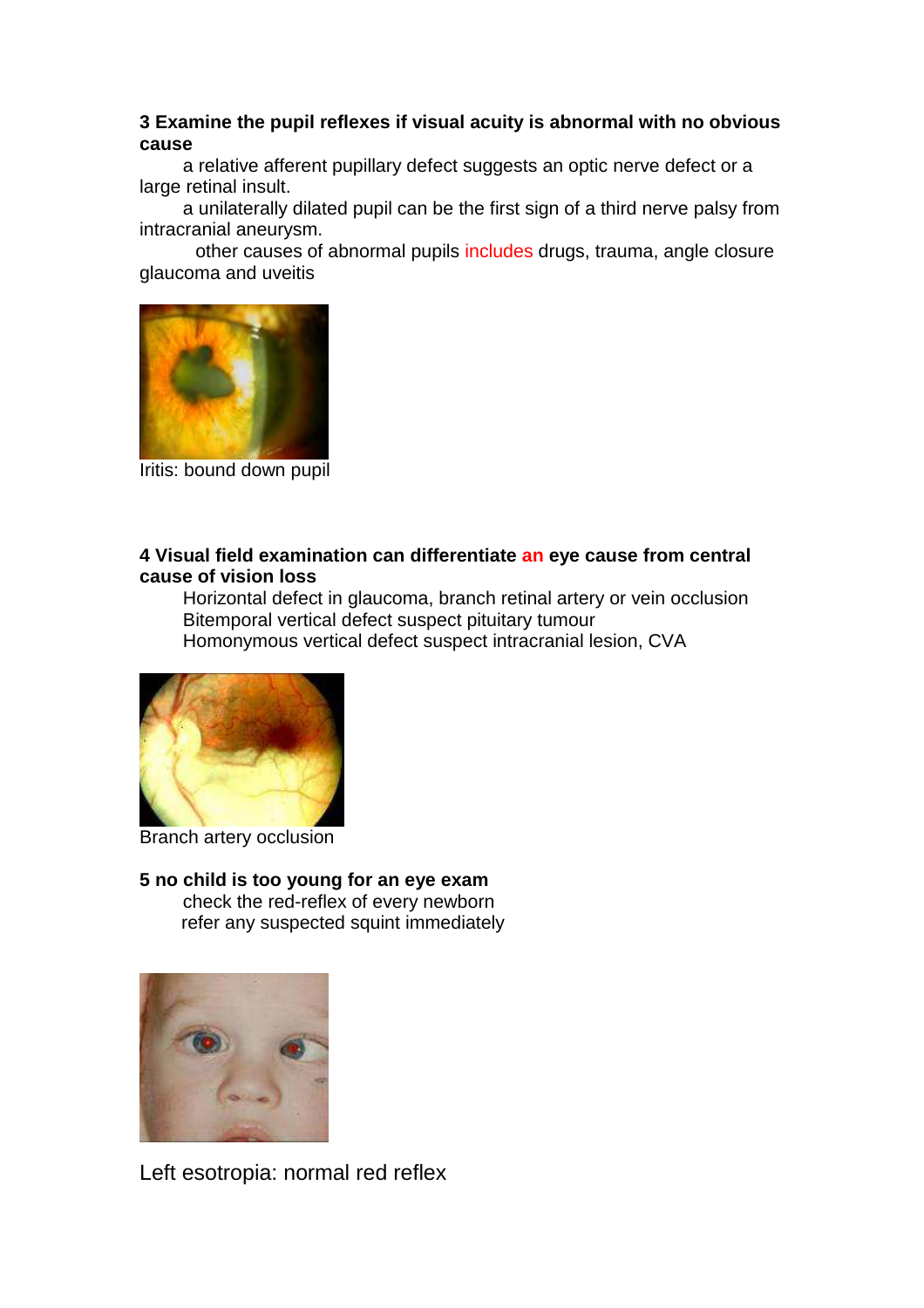**3 Examine the pupil reflexes if visual acuity is abnormal with no obvious cause**

a relative afferent pupillary defect suggests an optic nerve defect or a large retinal insult.

a unilaterally dilated pupil can be the first sign of a third nerve palsy from intracranial aneurysm.

other causes of abnormal pupils includes drugs, trauma, angle closure glaucoma and uveitis

Iritis: bound down pupil

**4 Visual field examination can differentiate an eye cause from central cause of vision loss**

Horizontal defect in glaucoma, branch retinal artery or vein occlusion
Bitemporal vertical defect suspect pituitary tumour
Homonymous vertical defect suspect intracranial lesion, CVA

Branch artery occlusion

**5 no child is too young for an eye exam**

check the red-reflex of every newborn
refer any suspected squint immediately

Left esotropia: normal red reflex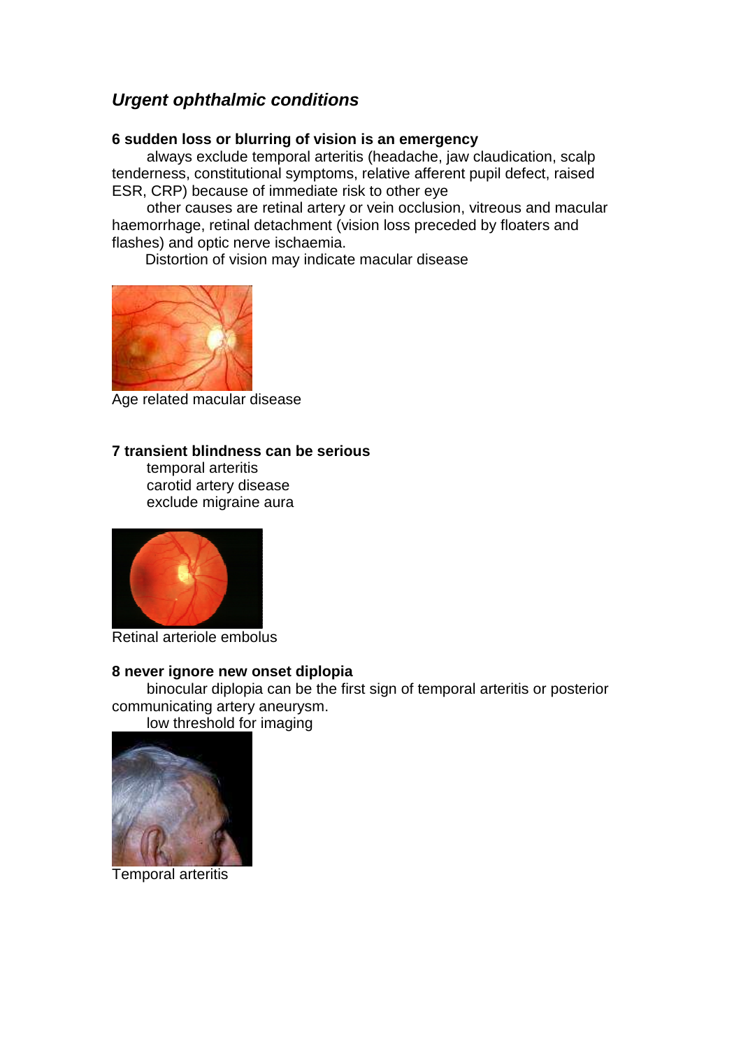## *Urgent ophthalmic conditions*

**6 sudden loss or blurring of vision is an emergency**

always exclude temporal arteritis (headache, jaw claudication, scalp tenderness, constitutional symptoms, relative afferent pupil defect, raised ESR, CRP) because of immediate risk to other eye

other causes are retinal artery or vein occlusion, vitreous and macular haemorrhage, retinal detachment (vision loss preceded by floaters and flashes) and optic nerve ischaemia.

Distortion of vision may indicate macular disease

Age related macular disease

**7 transient blindness can be serious**

temporal arteritis
carotid artery disease
exclude migraine aura

Retinal arteriole embolus

**8 never ignore new onset diplopia**

binocular diplopia can be the first sign of temporal arteritis or posterior communicating artery aneurysm.

low threshold for imaging

Temporal arteritis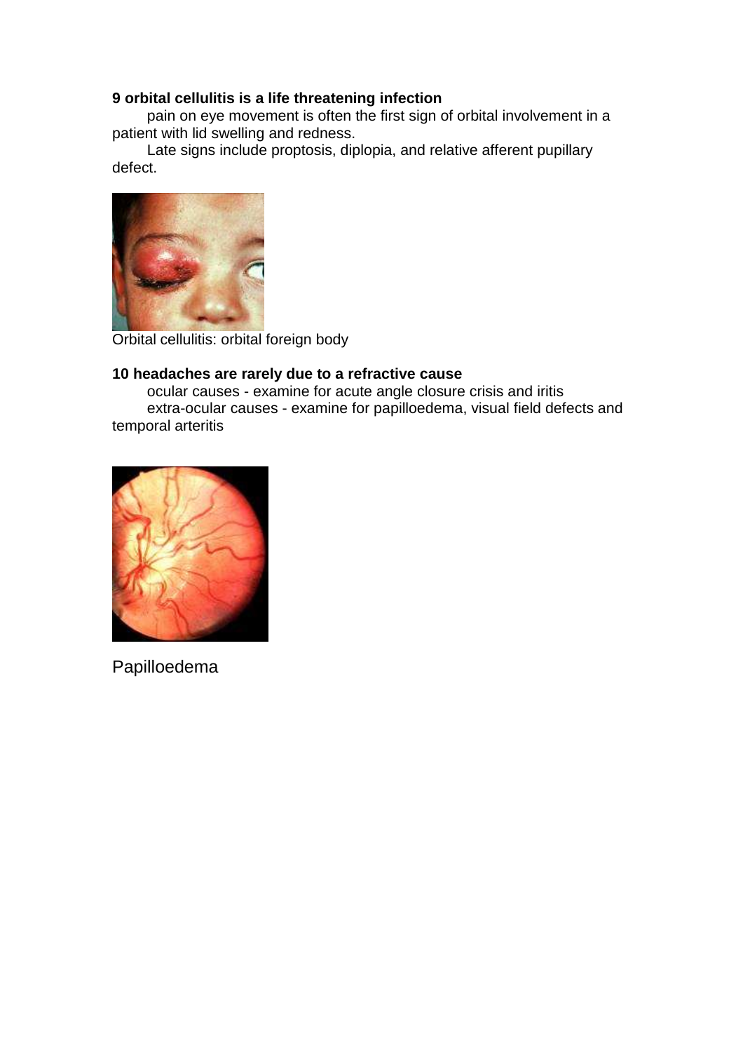**9 orbital cellulitis is a life threatening infection**

pain on eye movement is often the first sign of orbital involvement in a patient with lid swelling and redness.

Late signs include proptosis, diplopia, and relative afferent pupillary defect.

Orbital cellulitis: orbital foreign body

**10 headaches are rarely due to a refractive cause**

ocular causes - examine for acute angle closure crisis and iritis

extra-ocular causes - examine for papilloedema, visual field defects and temporal arteritis

Papilloedema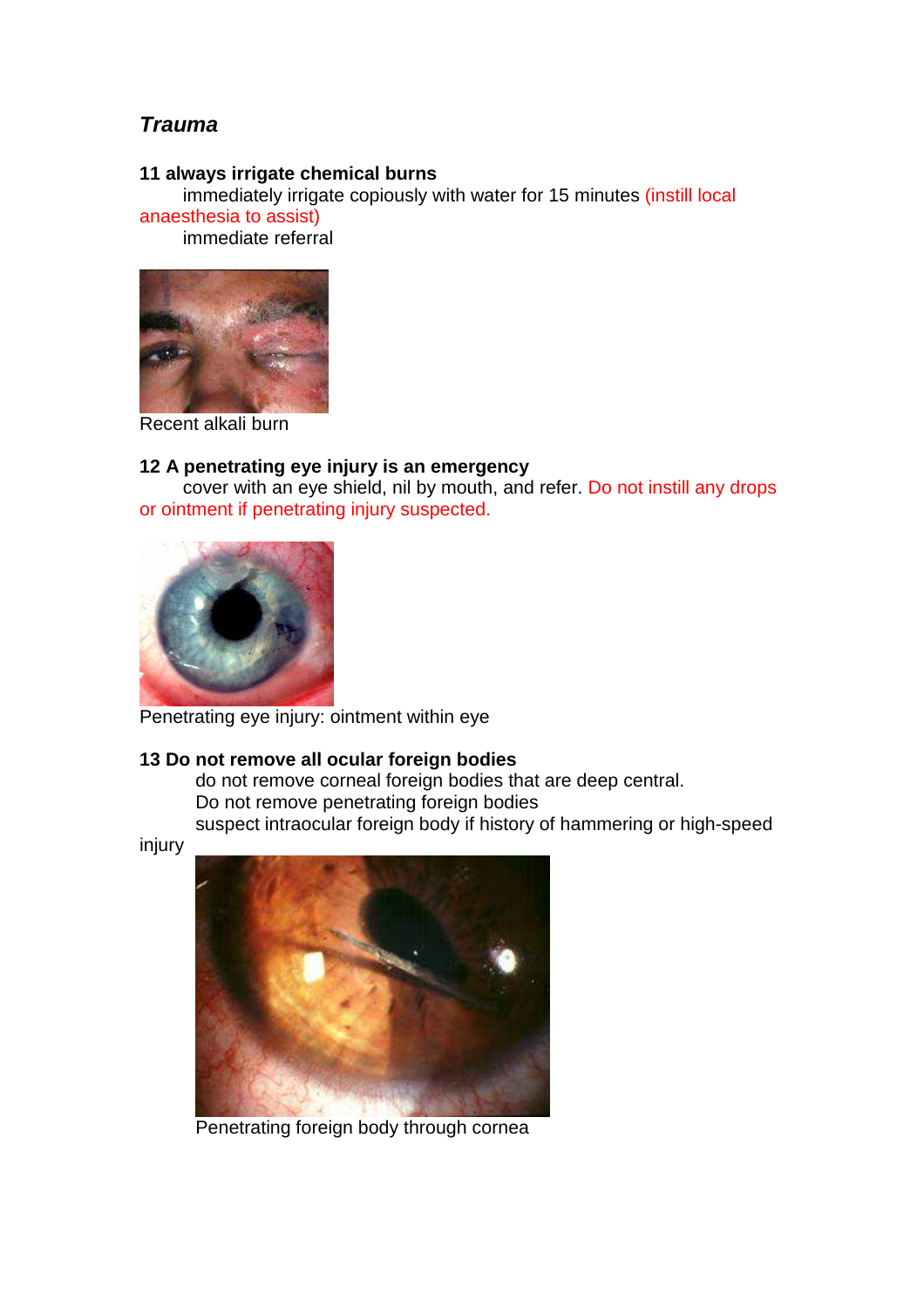## *Trauma*

**11 always irrigate chemical burns**

immediately irrigate copiously with water for 15 minutes (instill local anaesthesia to assist)

immediate referral

Recent alkali burn

**12 A penetrating eye injury is an emergency**

cover with an eye shield, nil by mouth, and refer. Do not instill any drops or ointment if penetrating injury suspected.

Penetrating eye injury: ointment within eye

**13 Do not remove all ocular foreign bodies**

do not remove corneal foreign bodies that are deep central.

Do not remove penetrating foreign bodies

suspect intraocular foreign body if history of hammering or high-speed injury

Penetrating foreign body through cornea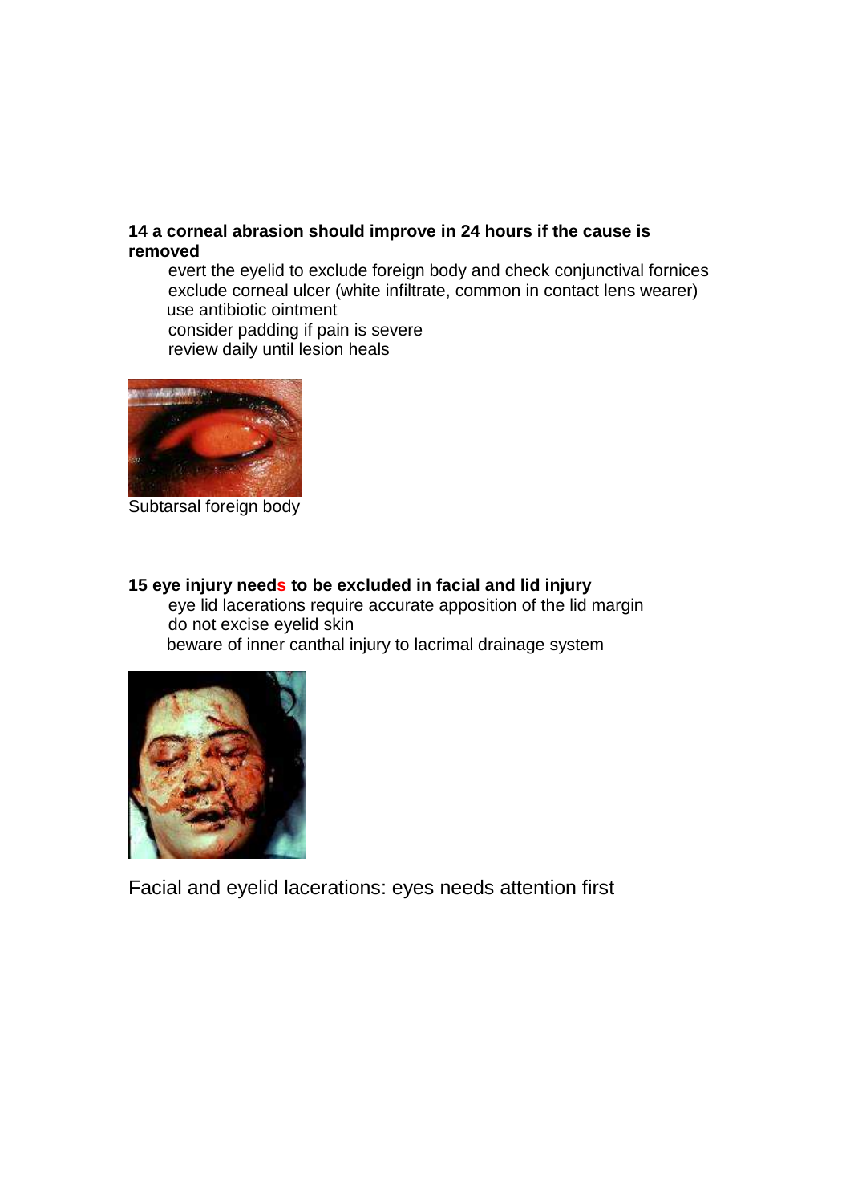**14 a corneal abrasion should improve in 24 hours if the cause is removed**

- evert the eyelid to exclude foreign body and check conjunctival fornices
- exclude corneal ulcer (white infiltrate, common in contact lens wearer)
- use antibiotic ointment
- consider padding if pain is severe
- review daily until lesion heals

Subtarsal foreign body

**15 eye injury needs to be excluded in facial and lid injury**

- eye lid lacerations require accurate apposition of the lid margin
- do not excise eyelid skin
- beware of inner canthal injury to lacrimal drainage system

Facial and eyelid lacerations: eyes needs attention first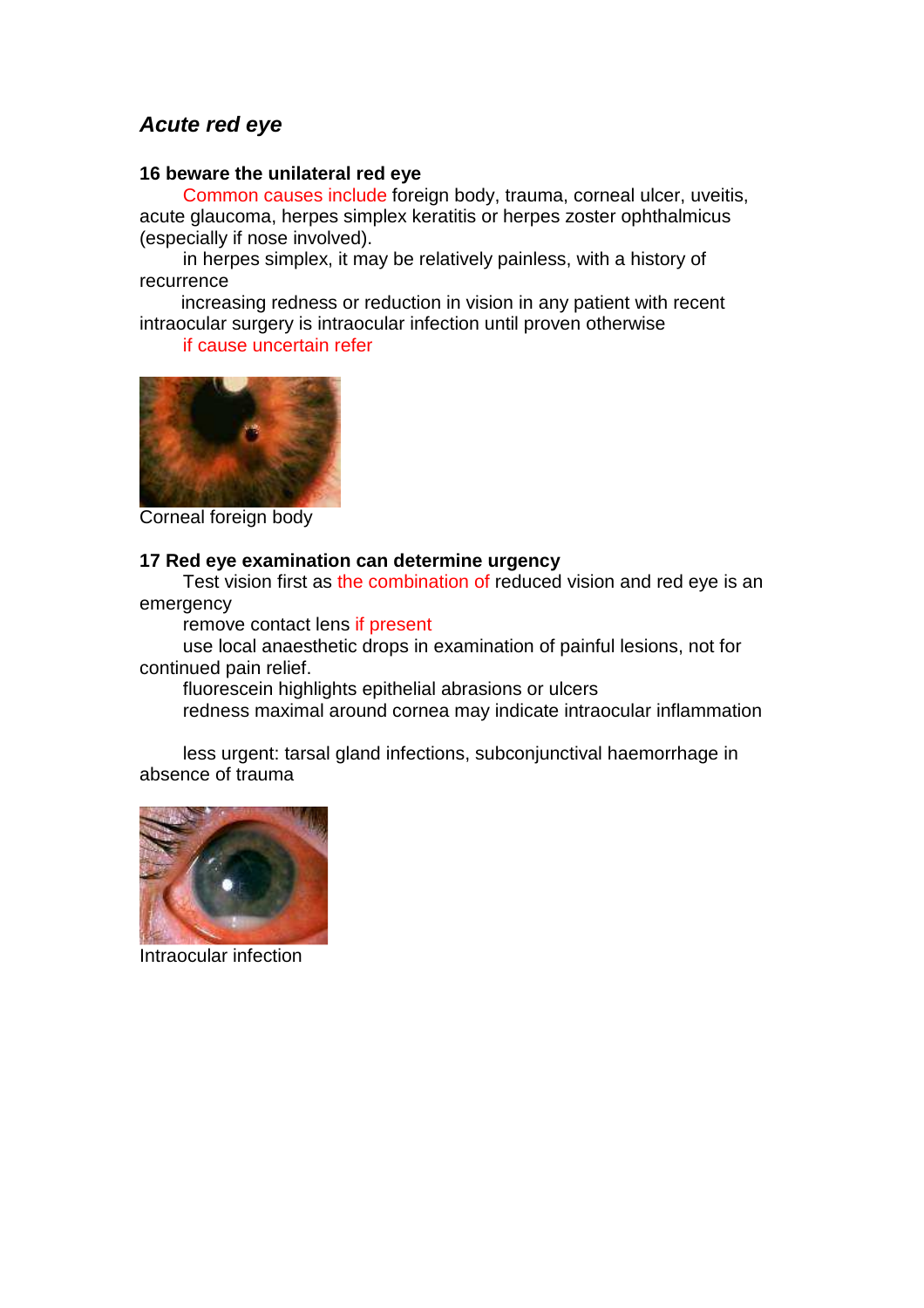## *Acute red eye*

### 16 beware the unilateral red eye

Common causes include foreign body, trauma, corneal ulcer, uveitis, acute glaucoma, herpes simplex keratitis or herpes zoster ophthalmicus (especially if nose involved).

in herpes simplex, it may be relatively painless, with a history of recurrence

increasing redness or reduction in vision in any patient with recent intraocular surgery is intraocular infection until proven otherwise

if cause uncertain refer

Corneal foreign body

### 17 Red eye examination can determine urgency

Test vision first as the combination of reduced vision and red eye is an emergency

remove contact lens if present

use local anaesthetic drops in examination of painful lesions, not for continued pain relief.

fluorescein highlights epithelial abrasions or ulcers

redness maximal around cornea may indicate intraocular inflammation

less urgent: tarsal gland infections, subconjunctival haemorrhage in absence of trauma

Intraocular infection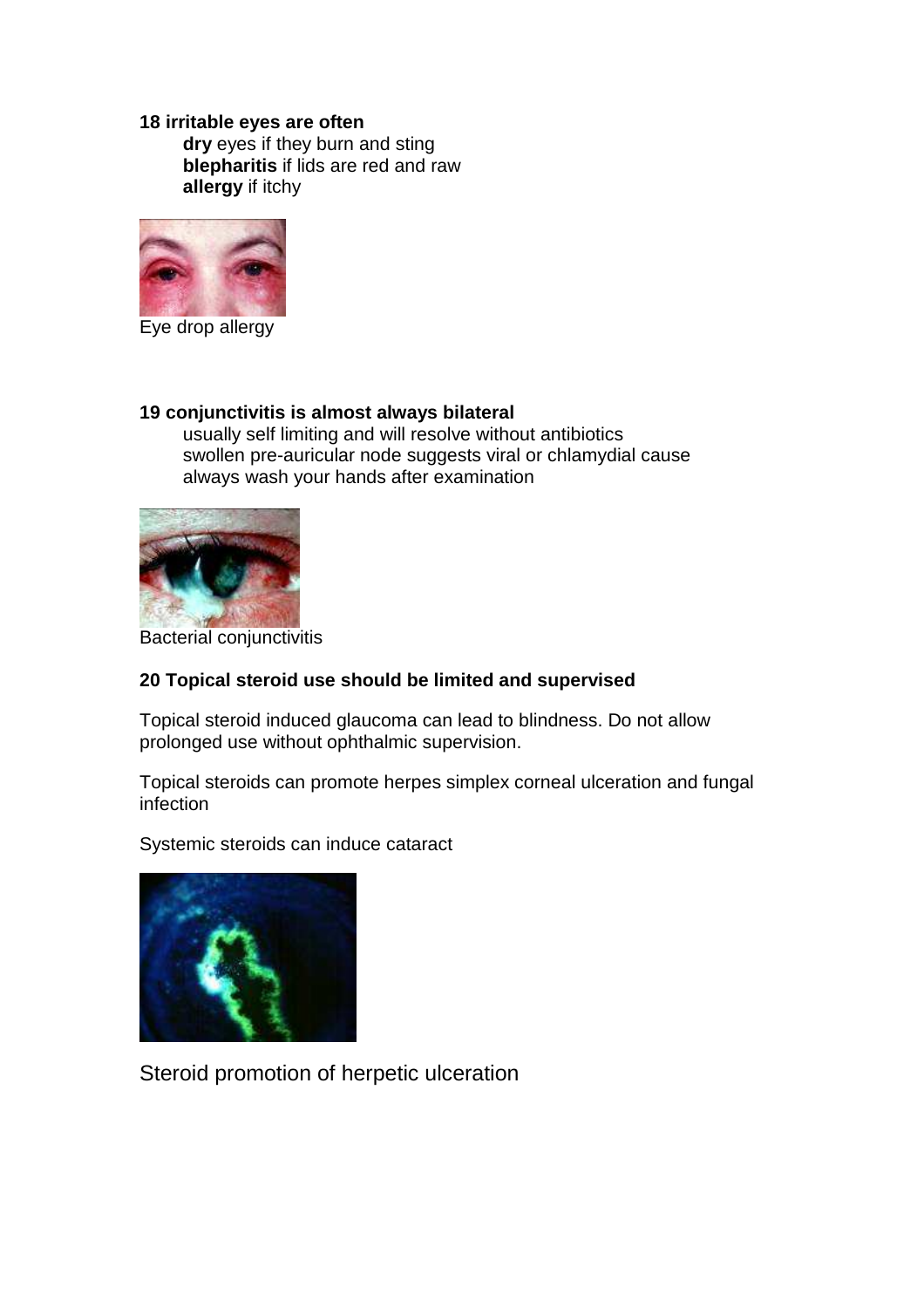**18 irritable eyes are often**

- **dry** eyes if they burn and sting
- **blepharitis** if lids are red and raw
- **allergy** if itchy

Eye drop allergy

**19 conjunctivitis is almost always bilateral**

- usually self limiting and will resolve without antibiotics
- swollen pre-auricular node suggests viral or chlamydial cause
- always wash your hands after examination

Bacterial conjunctivitis

**20 Topical steroid use should be limited and supervised**

Topical steroid induced glaucoma can lead to blindness. Do not allow prolonged use without ophthalmic supervision.

Topical steroids can promote herpes simplex corneal ulceration and fungal infection

Systemic steroids can induce cataract

Steroid promotion of herpetic ulceration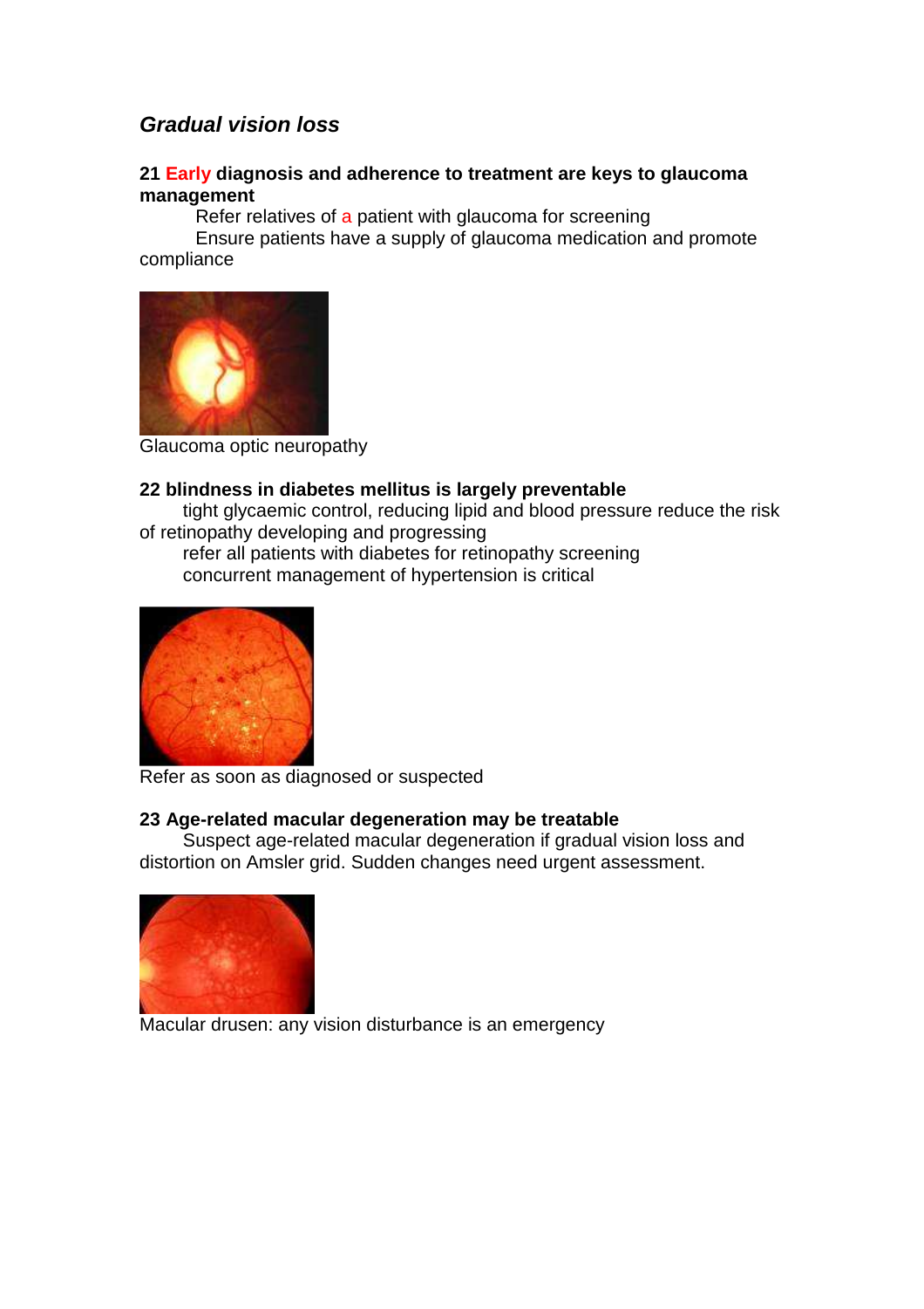## *Gradual vision loss*

**21 Early diagnosis and adherence to treatment are keys to glaucoma management**

Refer relatives of a patient with glaucoma for screening

Ensure patients have a supply of glaucoma medication and promote compliance

Glaucoma optic neuropathy

**22 blindness in diabetes mellitus is largely preventable**

tight glycaemic control, reducing lipid and blood pressure reduce the risk of retinopathy developing and progressing

refer all patients with diabetes for retinopathy screening

concurrent management of hypertension is critical

Refer as soon as diagnosed or suspected

**23 Age-related macular degeneration may be treatable**

Suspect age-related macular degeneration if gradual vision loss and distortion on Amsler grid. Sudden changes need urgent assessment.

Macular drusen: any vision disturbance is an emergency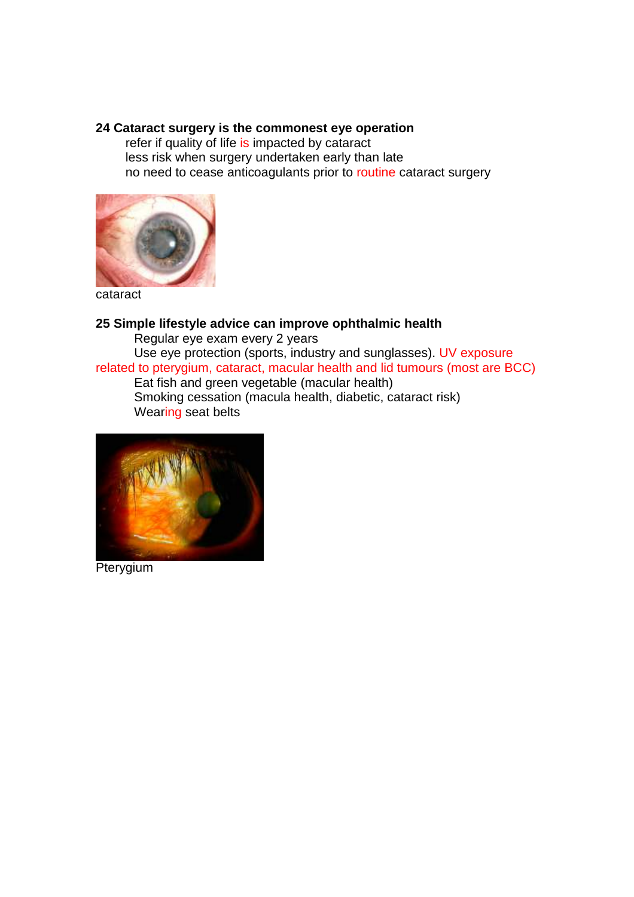**24 Cataract surgery is the commonest eye operation**

refer if quality of life is impacted by cataract
less risk when surgery undertaken early than late
no need to cease anticoagulants prior to routine cataract surgery

cataract

**25 Simple lifestyle advice can improve ophthalmic health**

Regular eye exam every 2 years
Use eye protection (sports, industry and sunglasses). UV exposure related to pterygium, cataract, macular health and lid tumours (most are BCC)
Eat fish and green vegetable (macular health)
Smoking cessation (macula health, diabetic, cataract risk)
Wearing seat belts

Pterygium